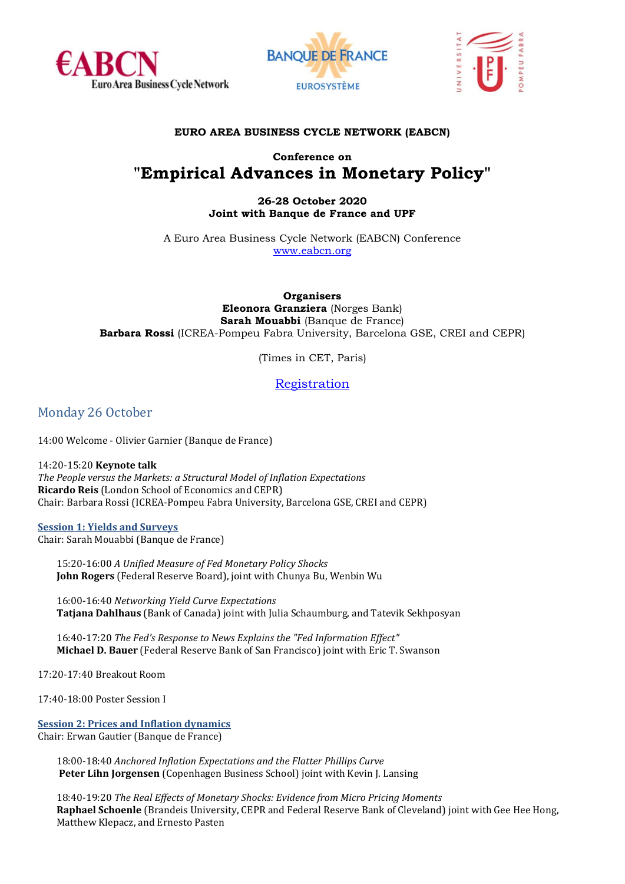**EURO AREA BUSINESS CYCLE NETWORK (EABCN)**

**Conference on**

# "Empirical Advances in Monetary Policy"

**26-28 October 2020**
**Joint with Banque de France and UPF**

A Euro Area Business Cycle Network (EABCN) Conference
www.eabcn.org

**Organisers**
**Eleonora Granziera** (Norges Bank)
**Sarah Mouabbi** (Banque de France)
**Barbara Rossi** (ICREA-Pompeu Fabra University, Barcelona GSE, CREI and CEPR)

(Times in CET, Paris)

Registration

## Monday 26 October

14:00 Welcome - Olivier Garnier (Banque de France)

14:20-15:20 **Keynote talk**
*The People versus the Markets: a Structural Model of Inflation Expectations*
**Ricardo Reis** (London School of Economics and CEPR)
Chair: Barbara Rossi (ICREA-Pompeu Fabra University, Barcelona GSE, CREI and CEPR)

### Session 1: Yields and Surveys

Chair: Sarah Mouabbi (Banque de France)

15:20-16:00 *A Unified Measure of Fed Monetary Policy Shocks*
**John Rogers** (Federal Reserve Board), joint with Chunya Bu, Wenbin Wu

16:00-16:40 *Networking Yield Curve Expectations*
**Tatjana Dahlhaus** (Bank of Canada) joint with Julia Schaumburg, and Tatevik Sekhposyan

16:40-17:20 *The Fed's Response to News Explains the "Fed Information Effect"*
**Michael D. Bauer** (Federal Reserve Bank of San Francisco) joint with Eric T. Swanson

17:20-17:40 Breakout Room

17:40-18:00 Poster Session I

### Session 2: Prices and Inflation dynamics

Chair: Erwan Gautier (Banque de France)

18:00-18:40 *Anchored Inflation Expectations and the Flatter Phillips Curve*
**Peter Lihn Jorgensen** (Copenhagen Business School) joint with Kevin J. Lansing

18:40-19:20 *The Real Effects of Monetary Shocks: Evidence from Micro Pricing Moments*
**Raphael Schoenle** (Brandeis University, CEPR and Federal Reserve Bank of Cleveland) joint with Gee Hee Hong, Matthew Klepacz, and Ernesto Pasten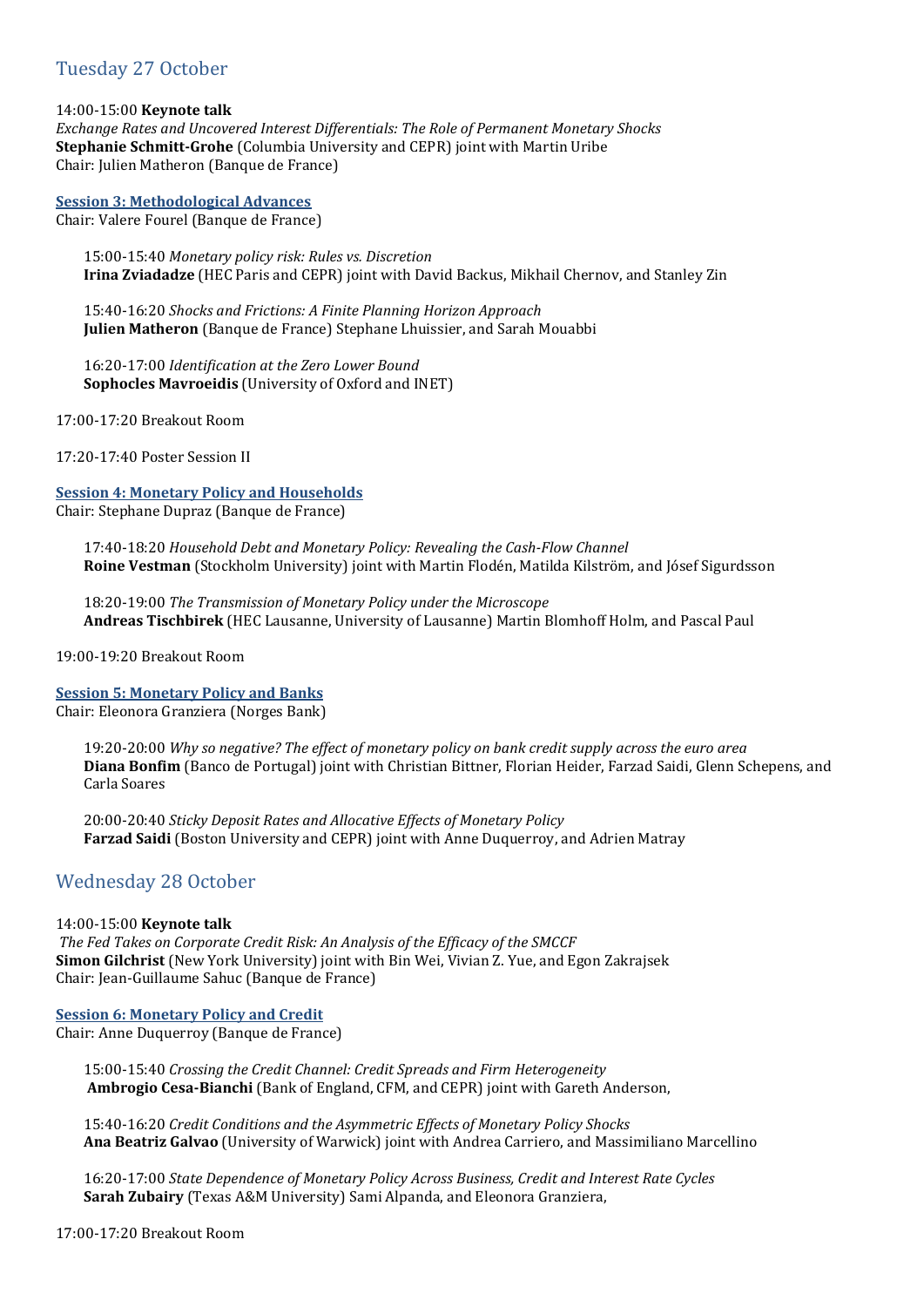## Tuesday 27 October

14:00-15:00 **Keynote talk**
*Exchange Rates and Uncovered Interest Differentials: The Role of Permanent Monetary Shocks*
**Stephanie Schmitt-Grohe** (Columbia University and CEPR) joint with Martin Uribe
Chair: Julien Matheron (Banque de France)

**Session 3: Methodological Advances**
Chair: Valere Fourel (Banque de France)

15:00-15:40 *Monetary policy risk: Rules vs. Discretion*
**Irina Zviadadze** (HEC Paris and CEPR) joint with David Backus, Mikhail Chernov, and Stanley Zin

15:40-16:20 *Shocks and Frictions: A Finite Planning Horizon Approach*
**Julien Matheron** (Banque de France) Stephane Lhuissier, and Sarah Mouabbi

16:20-17:00 *Identification at the Zero Lower Bound*
**Sophocles Mavroeidis** (University of Oxford and INET)

17:00-17:20 Breakout Room

17:20-17:40 Poster Session II

**Session 4: Monetary Policy and Households**
Chair: Stephane Dupraz (Banque de France)

17:40-18:20 *Household Debt and Monetary Policy: Revealing the Cash-Flow Channel*
**Roine Vestman** (Stockholm University) joint with Martin Flodén, Matilda Kilström, and Jósef Sigurdsson

18:20-19:00 *The Transmission of Monetary Policy under the Microscope*
**Andreas Tischbirek** (HEC Lausanne, University of Lausanne) Martin Blomhoff Holm, and Pascal Paul

19:00-19:20 Breakout Room

**Session 5: Monetary Policy and Banks**
Chair: Eleonora Granziera (Norges Bank)

19:20-20:00 *Why so negative? The effect of monetary policy on bank credit supply across the euro area*
**Diana Bonfim** (Banco de Portugal) joint with Christian Bittner, Florian Heider, Farzad Saidi, Glenn Schepens, and Carla Soares

20:00-20:40 *Sticky Deposit Rates and Allocative Effects of Monetary Policy*
**Farzad Saidi** (Boston University and CEPR) joint with Anne Duquerroy, and Adrien Matray

## Wednesday 28 October

14:00-15:00 **Keynote talk**
*The Fed Takes on Corporate Credit Risk: An Analysis of the Efficacy of the SMCCF*
**Simon Gilchrist** (New York University) joint with Bin Wei, Vivian Z. Yue, and Egon Zakrajsek
Chair: Jean-Guillaume Sahuc (Banque de France)

**Session 6: Monetary Policy and Credit**
Chair: Anne Duquerroy (Banque de France)

15:00-15:40 *Crossing the Credit Channel: Credit Spreads and Firm Heterogeneity*
**Ambrogio Cesa-Bianchi** (Bank of England, CFM, and CEPR) joint with Gareth Anderson,

15:40-16:20 *Credit Conditions and the Asymmetric Effects of Monetary Policy Shocks*
**Ana Beatriz Galvao** (University of Warwick) joint with Andrea Carriero, and Massimiliano Marcellino

16:20-17:00 *State Dependence of Monetary Policy Across Business, Credit and Interest Rate Cycles*
**Sarah Zubairy** (Texas A&M University) Sami Alpanda, and Eleonora Granziera,

17:00-17:20 Breakout Room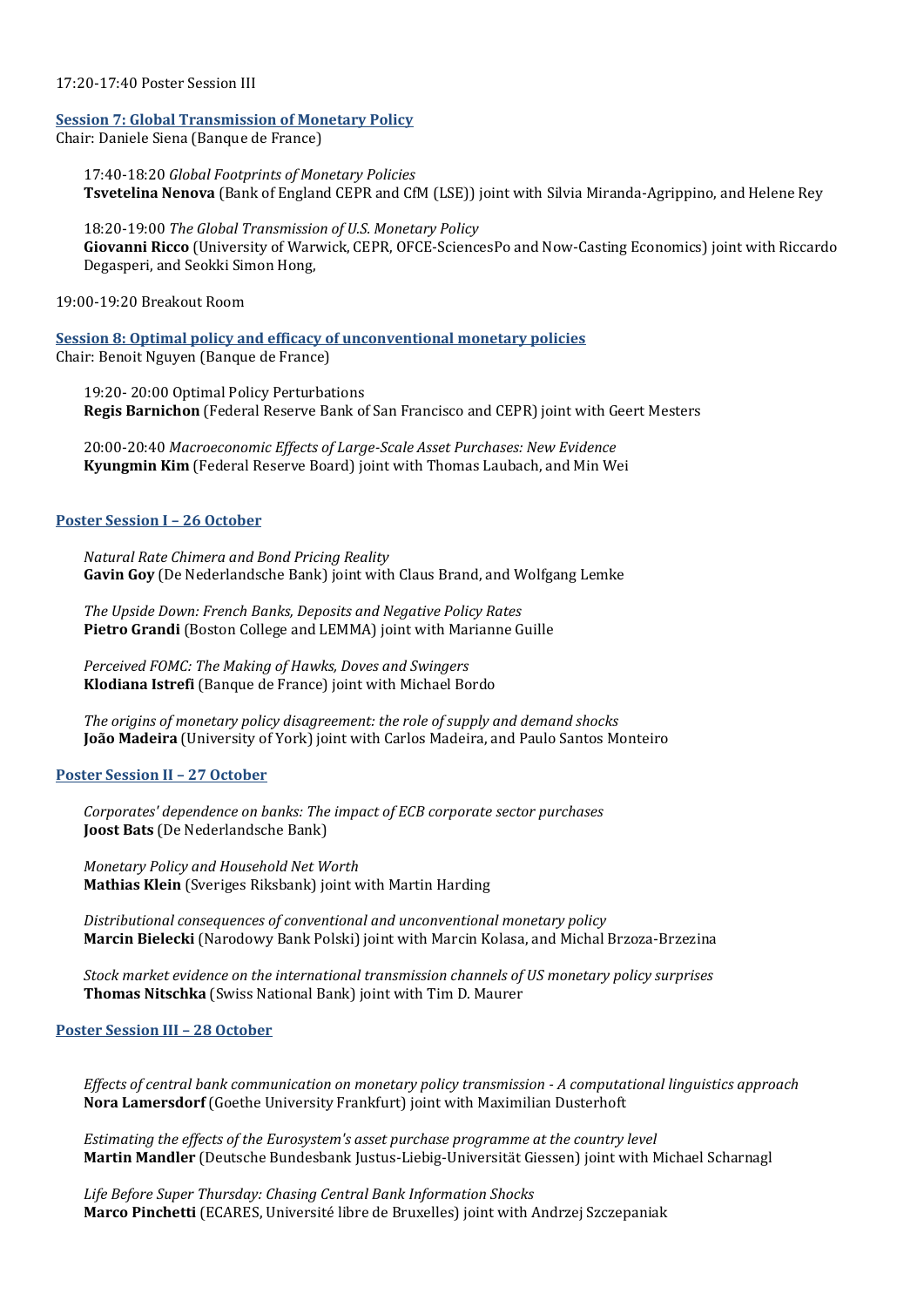17:20-17:40 Poster Session III

**Session 7: Global Transmission of Monetary Policy**
Chair: Daniele Siena (Banque de France)

17:40-18:20 *Global Footprints of Monetary Policies*
**Tsvetelina Nenova** (Bank of England CEPR and CfM (LSE)) joint with Silvia Miranda-Agrippino, and Helene Rey

18:20-19:00 *The Global Transmission of U.S. Monetary Policy*
**Giovanni Ricco** (University of Warwick, CEPR, OFCE-SciencesPo and Now-Casting Economics) joint with Riccardo Degasperi, and Seokki Simon Hong,

19:00-19:20 Breakout Room

**Session 8: Optimal policy and efficacy of unconventional monetary policies**
Chair: Benoit Nguyen (Banque de France)

19:20- 20:00 Optimal Policy Perturbations
**Regis Barnichon** (Federal Reserve Bank of San Francisco and CEPR) joint with Geert Mesters

20:00-20:40 *Macroeconomic Effects of Large-Scale Asset Purchases: New Evidence*
**Kyungmin Kim** (Federal Reserve Board) joint with Thomas Laubach, and Min Wei

**Poster Session I – 26 October**

*Natural Rate Chimera and Bond Pricing Reality*
**Gavin Goy** (De Nederlandsche Bank) joint with Claus Brand, and Wolfgang Lemke

*The Upside Down: French Banks, Deposits and Negative Policy Rates*
**Pietro Grandi** (Boston College and LEMMA) joint with Marianne Guille

*Perceived FOMC: The Making of Hawks, Doves and Swingers*
**Klodiana Istrefi** (Banque de France) joint with Michael Bordo

*The origins of monetary policy disagreement: the role of supply and demand shocks*
**João Madeira** (University of York) joint with Carlos Madeira, and Paulo Santos Monteiro

**Poster Session II – 27 October**

*Corporates' dependence on banks: The impact of ECB corporate sector purchases*
**Joost Bats** (De Nederlandsche Bank)

*Monetary Policy and Household Net Worth*
**Mathias Klein** (Sveriges Riksbank) joint with Martin Harding

*Distributional consequences of conventional and unconventional monetary policy*
**Marcin Bielecki** (Narodowy Bank Polski) joint with Marcin Kolasa, and Michal Brzoza-Brzezina

*Stock market evidence on the international transmission channels of US monetary policy surprises*
**Thomas Nitschka** (Swiss National Bank) joint with Tim D. Maurer

**Poster Session III – 28 October**

*Effects of central bank communication on monetary policy transmission - A computational linguistics approach*
**Nora Lamersdorf** (Goethe University Frankfurt) joint with Maximilian Dusterhoft

*Estimating the effects of the Eurosystem's asset purchase programme at the country level*
**Martin Mandler** (Deutsche Bundesbank Justus-Liebig-Universität Giessen) joint with Michael Scharnagl

*Life Before Super Thursday: Chasing Central Bank Information Shocks*
**Marco Pinchetti** (ECARES, Université libre de Bruxelles) joint with Andrzej Szczepaniak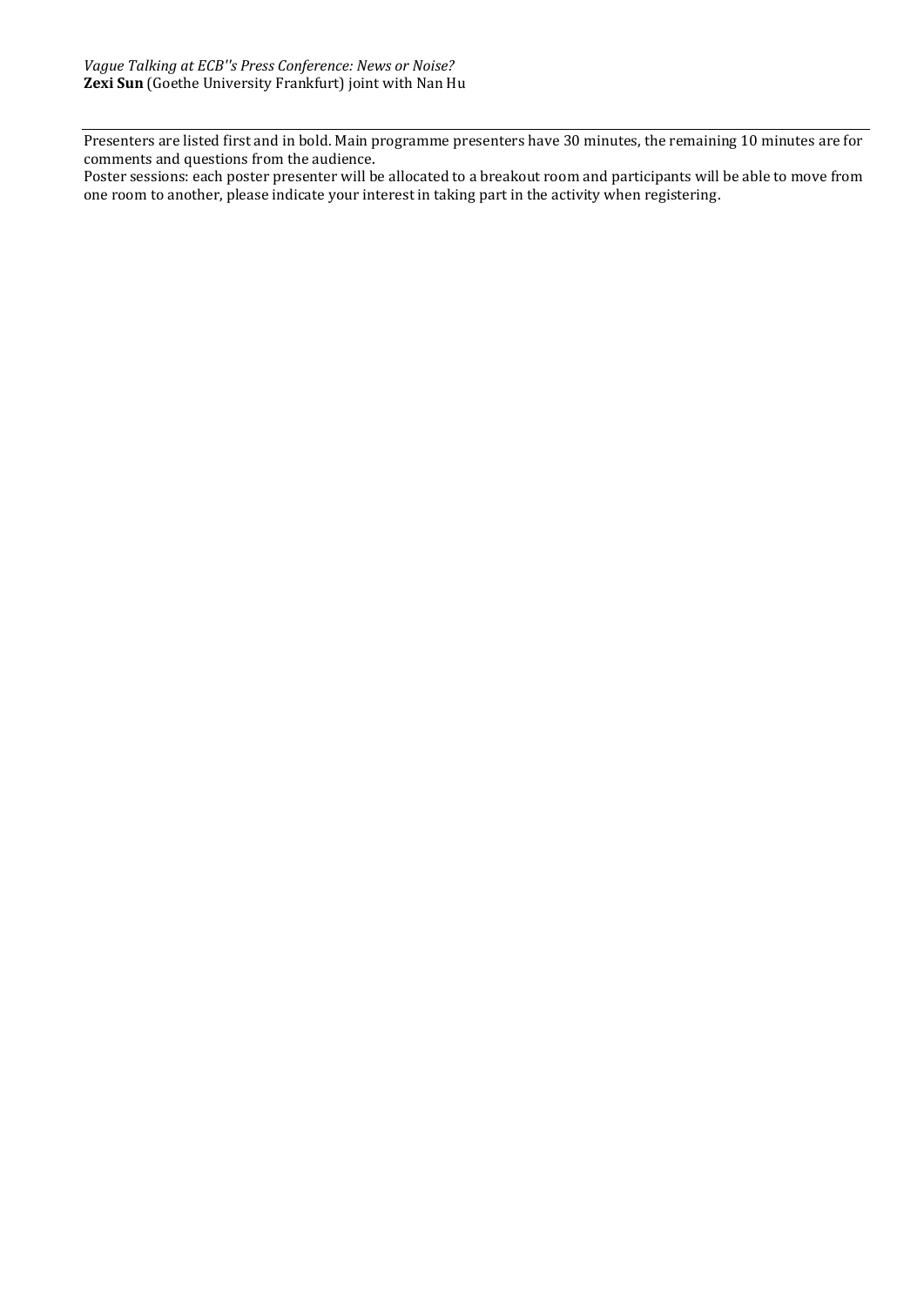*Vague Talking at ECB''s Press Conference: News or Noise?*
**Zexi Sun** (Goethe University Frankfurt) joint with Nan Hu

---

Presenters are listed first and in bold. Main programme presenters have 30 minutes, the remaining 10 minutes are for comments and questions from the audience.
Poster sessions: each poster presenter will be allocated to a breakout room and participants will be able to move from one room to another, please indicate your interest in taking part in the activity when registering.